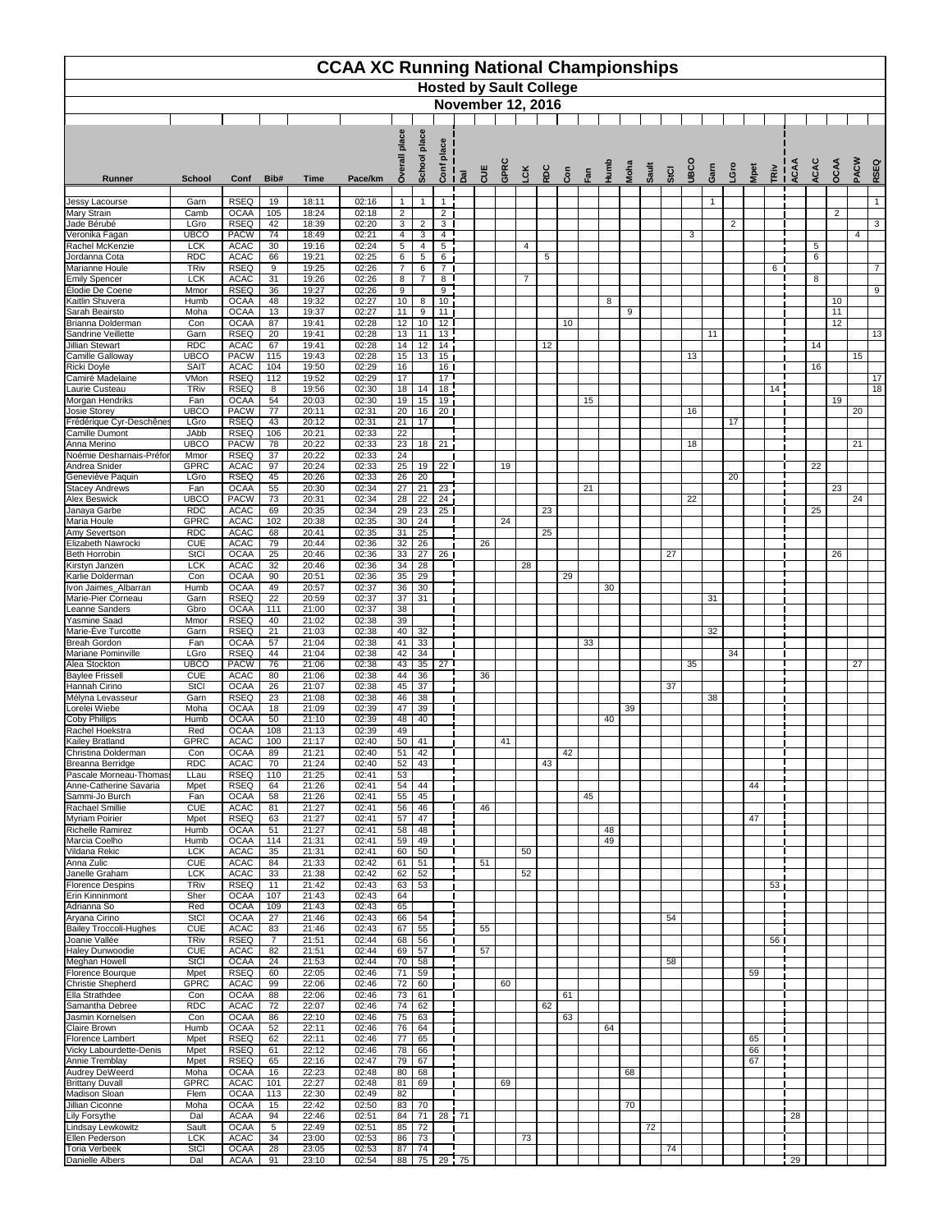# CCAA XC Running National Championships

## Hosted by Sault College

## November 12, 2016

| Runner | School | Conf | Bib# | Time | Pace/km | Overall place | School place | Conf place | Dal | CUE | GPRC | LCK | RDC | Con | Fan | Humb | Moha | Sault | StCl | UBCO | Garn | LGro | Mpet | TRiv | ACAA | ACAC | OCAA | PACW | RSEQ |
|---|---|---|---|---|---|---|---|---|---|---|---|---|---|---|---|---|---|---|---|---|---|---|---|---|---|---|---|---|---|
| Jessy Lacourse | Garn | RSEQ | 19 | 18:11 | 02:16 | 1 | 1 | 1 | | | | | | | | | | | | | 1 | | | | | | | | 1 |
| Mary Strain | Camb | OCAA | 105 | 18:24 | 02:18 | 2 | | 2 | | | | | | | | | | | | | | | | | | | 2 | | |
| Jade Bérubé | LGro | RSEQ | 42 | 18:39 | 02:20 | 3 | 2 | 3 | | | | | | | | | | | | | | 2 | | | | | | | 3 |
| Veronika Fagan | UBCO | PACW | 74 | 18:49 | 02:21 | 4 | 3 | 4 | | | | | | | | | | | | 3 | | | | | | | | 4 | |
| Rachel McKenzie | LCK | ACAC | 30 | 19:16 | 02:24 | 5 | 4 | 5 | | | | 4 | | | | | | | | | | | | | | 5 | | | |
| Jordanna Cota | RDC | ACAC | 66 | 19:21 | 02:25 | 6 | 5 | 6 | | | | | 5 | | | | | | | | | | | | | 6 | | | |
| Marianne Houle | TRiv | RSEQ | 9 | 19:25 | 02:26 | 7 | 6 | 7 | | | | | | | | | | | | | | | | 6 | | | | | 7 |
| Emily Spencer | LCK | ACAC | 31 | 19:26 | 02:26 | 8 | 7 | 8 | | | | 7 | | | | | | | | | | | | | | 8 | | | |
| Elodie De Coene | Mmor | RSEQ | 36 | 19:27 | 02:26 | 9 | | 9 | | | | | | | | | | | | | | | | | | | | | 9 |
| Kaitlin Shuvera | Humb | OCAA | 48 | 19:32 | 02:27 | 10 | 8 | 10 | | | | | | | | 8 | | | | | | | | | | | 10 | | |
| Sarah Beairsto | Moha | OCAA | 13 | 19:37 | 02:27 | 11 | 9 | 11 | | | | | | | | | 9 | | | | | | | | | | 11 | | |
| Brianna Dolderman | Con | OCAA | 87 | 19:41 | 02:28 | 12 | 10 | 12 | | | | | | 10 | | | | | | | | | | | | | 12 | | |
| Sandrine Veillette | Garn | RSEQ | 20 | 19:41 | 02:28 | 13 | 11 | 13 | | | | | | | | | | | | | 11 | | | | | | | | 13 |
| Jillian Stewart | RDC | ACAC | 67 | 19:41 | 02:28 | 14 | 12 | 14 | | | | | 12 | | | | | | | | | | | | | 14 | | | |
| Camille Galloway | UBCO | PACW | 115 | 19:43 | 02:28 | 15 | 13 | 15 | | | | | | | | | | | | 13 | | | | | | | | 15 | |
| Ricki Doyle | SAIT | ACAC | 104 | 19:50 | 02:29 | 16 | | 16 | | | | | | | | | | | | | | | | | | 16 | | | |
| Camiré Madelaine | VMon | RSEQ | 112 | 19:52 | 02:29 | 17 | | 17 | | | | | | | | | | | | | | | | | | | | | 17 |
| Laurie Custeau | TRiv | RSEQ | 8 | 19:56 | 02:30 | 18 | 14 | 18 | | | | | | | | | | | | | | | | 14 | | | | | 18 |
| Morgan Hendriks | Fan | OCAA | 54 | 20:03 | 02:30 | 19 | 15 | 19 | | | | | | | 15 | | | | | | | | | | | | 19 | | |
| Josie Storey | UBCO | PACW | 77 | 20:11 | 02:31 | 20 | 16 | 20 | | | | | | | | | | | | 16 | | | | | | | | 20 | |
| Frédérique Cyr-Deschênes | LGro | RSEQ | 43 | 20:12 | 02:31 | 21 | 17 | | | | | | | | | | | | | | | 17 | | | | | | | |
| Camille Dumont | JAbb | RSEQ | 106 | 20:21 | 02:33 | 22 | | | | | | | | | | | | | | | | | | | | | | | |
| Anna Merino | UBCO | PACW | 78 | 20:22 | 02:33 | 23 | 18 | 21 | | | | | | | | | | | | 18 | | | | | | | | 21 | |
| Noémie Desharnais-Préfor | Mmor | RSEQ | 37 | 20:22 | 02:33 | 24 | | | | | | | | | | | | | | | | | | | | | | | |
| Andrea Snider | GPRC | ACAC | 97 | 20:24 | 02:33 | 25 | 19 | 22 | | | 19 | | | | | | | | | | | | | | | 22 | | | |
| Geneviève Paquin | LGro | RSEQ | 45 | 20:26 | 02:33 | 26 | 20 | | | | | | | | | | | | | | | 20 | | | | | | | |
| Stacey Andrews | Fan | OCAA | 55 | 20:30 | 02:34 | 27 | 21 | 23 | | | | | | | 21 | | | | | | | | | | | | 23 | | |
| Alex Beswick | UBCO | PACW | 73 | 20:31 | 02:34 | 28 | 22 | 24 | | | | | | | | | | | | 22 | | | | | | | | 24 | |
| Janaya Garbe | RDC | ACAC | 69 | 20:35 | 02:34 | 29 | 23 | 25 | | | | | 23 | | | | | | | | | | | | | 25 | | | |
| Maria Houle | GPRC | ACAC | 102 | 20:38 | 02:35 | 30 | 24 | | | | 24 | | | | | | | | | | | | | | | | | | |
| Amy Severtson | RDC | ACAC | 68 | 20:41 | 02:35 | 31 | 25 | | | | | | 25 | | | | | | | | | | | | | | | | |
| Elizabeth Nawrocki | CUE | ACAC | 79 | 20:44 | 02:36 | 32 | 26 | | | 26 | | | | | | | | | | | | | | | | | | | |
| Beth Horrobin | StCl | OCAA | 25 | 20:46 | 02:36 | 33 | 27 | 26 | | | | | | | | | | | 27 | | | | | | | | 26 | | |
| Kirstyn Janzen | LCK | ACAC | 32 | 20:46 | 02:36 | 34 | 28 | | | | | 28 | | | | | | | | | | | | | | | | | |
| Karlie Dolderman | Con | OCAA | 90 | 20:51 | 02:36 | 35 | 29 | | | | | | | 29 | | | | | | | | | | | | | | | |
| Ivon Jaimes_Albarran | Humb | OCAA | 49 | 20:57 | 02:37 | 36 | 30 | | | | | | | | | 30 | | | | | | | | | | | | | |
| Marie-Pier Corneau | Garn | RSEQ | 22 | 20:59 | 02:37 | 37 | 31 | | | | | | | | | | | | | | 31 | | | | | | | | |
| Leanne Sanders | Gbro | OCAA | 111 | 21:00 | 02:37 | 38 | | | | | | | | | | | | | | | | | | | | | | | |
| Yasmine Saad | Mmor | RSEQ | 40 | 21:02 | 02:38 | 39 | | | | | | | | | | | | | | | | | | | | | | | |
| Marie-Ève Turcotte | Garn | RSEQ | 21 | 21:03 | 02:38 | 40 | 32 | | | | | | | | | | | | | | 32 | | | | | | | | |
| Breah Gordon | Fan | OCAA | 57 | 21:04 | 02:38 | 41 | 33 | | | | | | | | 33 | | | | | | | | | | | | | | |
| Mariane Pominville | LGro | RSEQ | 44 | 21:04 | 02:38 | 42 | 34 | | | | | | | | | | | | | | | 34 | | | | | | | |
| Alea Stockton | UBCO | PACW | 76 | 21:06 | 02:38 | 43 | 35 | 27 | | | | | | | | | | | | 35 | | | | | | | | 27 | |
| Baylee Frissell | CUE | ACAC | 80 | 21:06 | 02:38 | 44 | 36 | | | 36 | | | | | | | | | | | | | | | | | | | |
| Hannah Cirino | StCl | OCAA | 26 | 21:07 | 02:38 | 45 | 37 | | | | | | | | | | | | 37 | | | | | | | | | | |
| Mélyna Levasseur | Garn | RSEQ | 23 | 21:08 | 02:38 | 46 | 38 | | | | | | | | | | | | | | 38 | | | | | | | | |
| Lorelei Wiebe | Moha | OCAA | 18 | 21:09 | 02:39 | 47 | 39 | | | | | | | | | | 39 | | | | | | | | | | | | |
| Coby Phillips | Humb | OCAA | 50 | 21:10 | 02:39 | 48 | 40 | | | | | | | | | 40 | | | | | | | | | | | | | |
| Rachel Hoekstra | Red | OCAA | 108 | 21:13 | 02:39 | 49 | | | | | | | | | | | | | | | | | | | | | | | |
| Kailey Bratland | GPRC | ACAC | 100 | 21:17 | 02:40 | 50 | 41 | | | | 41 | | | | | | | | | | | | | | | | | | |
| Christina Dolderman | Con | OCAA | 89 | 21:21 | 02:40 | 51 | 42 | | | | | | | 42 | | | | | | | | | | | | | | | |
| Breanna Berridge | RDC | ACAC | 70 | 21:24 | 02:40 | 52 | 43 | | | | | | 43 | | | | | | | | | | | | | | | | |
| Pascale Morneau-Thomas | LLau | RSEQ | 110 | 21:25 | 02:41 | 53 | | | | | | | | | | | | | | | | | | | | | | | |
| Anne-Catherine Savaria | Mpet | RSEQ | 64 | 21:26 | 02:41 | 54 | 44 | | | | | | | | | | | | | | | | 44 | | | | | | |
| Sammi-Jo Burch | Fan | OCAA | 58 | 21:26 | 02:41 | 55 | 45 | | | | | | | | 45 | | | | | | | | | | | | | | |
| Rachael Smillie | CUE | ACAC | 81 | 21:27 | 02:41 | 56 | 46 | | | 46 | | | | | | | | | | | | | | | | | | | |
| Myriam Poirier | Mpet | RSEQ | 63 | 21:27 | 02:41 | 57 | 47 | | | | | | | | | | | | | | | | 47 | | | | | | |
| Richelle Ramirez | Humb | OCAA | 51 | 21:27 | 02:41 | 58 | 48 | | | | | | | | | 48 | | | | | | | | | | | | | |
| Marcia Coelho | Humb | OCAA | 114 | 21:31 | 02:41 | 59 | 49 | | | | | | | | | 49 | | | | | | | | | | | | | |
| Vildana Rekic | LCK | ACAC | 35 | 21:31 | 02:41 | 60 | 50 | | | | | 50 | | | | | | | | | | | | | | | | | |
| Anna Zulic | CUE | ACAC | 84 | 21:33 | 02:42 | 61 | 51 | | | 51 | | | | | | | | | | | | | | | | | | | |
| Janelle Graham | LCK | ACAC | 33 | 21:38 | 02:42 | 62 | 52 | | | | | 52 | | | | | | | | | | | | | | | | | |
| Florence Despins | TRiv | RSEQ | 11 | 21:42 | 02:43 | 63 | 53 | | | | | | | | | | | | | | | | | 53 | | | | | |
| Erin Kinninmont | Sher | OCAA | 107 | 21:43 | 02:43 | 64 | | | | | | | | | | | | | | | | | | | | | | | |
| Adrianna So | Red | OCAA | 109 | 21:43 | 02:43 | 65 | | | | | | | | | | | | | | | | | | | | | | | |
| Aryana Cirino | StCl | OCAA | 27 | 21:46 | 02:43 | 66 | 54 | | | | | | | | | | | | 54 | | | | | | | | | | |
| Bailey Troccoli-Hughes | CUE | ACAC | 83 | 21:46 | 02:43 | 67 | 55 | | | 55 | | | | | | | | | | | | | | | | | | | |
| Joanie Vallée | TRiv | RSEQ | 7 | 21:51 | 02:44 | 68 | 56 | | | | | | | | | | | | | | | | | 56 | | | | | |
| Haley Dunwoodie | CUE | ACAC | 82 | 21:51 | 02:44 | 69 | 57 | | | 57 | | | | | | | | | | | | | | | | | | | |
| Meghan Howell | StCl | OCAA | 24 | 21:53 | 02:44 | 70 | 58 | | | | | | | | | | | | 58 | | | | | | | | | | |
| Florence Bourque | Mpet | RSEQ | 60 | 22:05 | 02:46 | 71 | 59 | | | | | | | | | | | | | | | | 59 | | | | | | |
| Christie Shepherd | GPRC | ACAC | 99 | 22:06 | 02:46 | 72 | 60 | | | | 60 | | | | | | | | | | | | | | | | | | |
| Ella Strathdee | Con | OCAA | 88 | 22:06 | 02:46 | 73 | 61 | | | | | | | 61 | | | | | | | | | | | | | | | |
| Samantha Debree | RDC | ACAC | 72 | 22:07 | 02:46 | 74 | 62 | | | | | | 62 | | | | | | | | | | | | | | | | |
| Jasmin Kornelsen | Con | OCAA | 86 | 22:10 | 02:46 | 75 | 63 | | | | | | | 63 | | | | | | | | | | | | | | | |
| Claire Brown | Humb | OCAA | 52 | 22:11 | 02:46 | 76 | 64 | | | | | | | | | 64 | | | | | | | | | | | | | |
| Florence Lambert | Mpet | RSEQ | 62 | 22:11 | 02:46 | 77 | 65 | | | | | | | | | | | | | | | | 65 | | | | | | |
| Vicky Labourdette-Denis | Mpet | RSEQ | 61 | 22:12 | 02:46 | 78 | 66 | | | | | | | | | | | | | | | | 66 | | | | | | |
| Annie Tremblay | Mpet | RSEQ | 65 | 22:16 | 02:47 | 79 | 67 | | | | | | | | | | | | | | | | 67 | | | | | | |
| Audrey DeWeerd | Moha | OCAA | 16 | 22:23 | 02:48 | 80 | 68 | | | | | | | | | | 68 | | | | | | | | | | | | |
| Brittany Duvall | GPRC | ACAC | 101 | 22:27 | 02:48 | 81 | 69 | | | | 69 | | | | | | | | | | | | | | | | | | |
| Madison Sloan | Flem | OCAA | 113 | 22:30 | 02:49 | 82 | | | | | | | | | | | | | | | | | | | | | | | |
| Jillian Ciconne | Moha | OCAA | 15 | 22:42 | 02:50 | 83 | 70 | | | | | | | | | | 70 | | | | | | | | | | | | |
| Lily Forsythe | Dal | ACAA | 94 | 22:46 | 02:51 | 84 | 71 | 28 | 71 | | | | | | | | | | | | | | | | 28 | | | | |
| Lindsay Lewkowitz | Sault | OCAA | 5 | 22:49 | 02:51 | 85 | 72 | | | | | | | | | | | 72 | | | | | | | | | | | |
| Ellen Pederson | LCK | ACAC | 34 | 23:00 | 02:53 | 86 | 73 | | | | | 73 | | | | | | | | | | | | | | | | | |
| Toria Verbeek | StCl | OCAA | 28 | 23:05 | 02:53 | 87 | 74 | | | | | | | | | | | | 74 | | | | | | | | | | |
| Danielle Albers | Dal | ACAA | 91 | 23:10 | 02:54 | 88 | 75 | 29 | 75 | | | | | | | | | | | | | | | | 29 | | | | |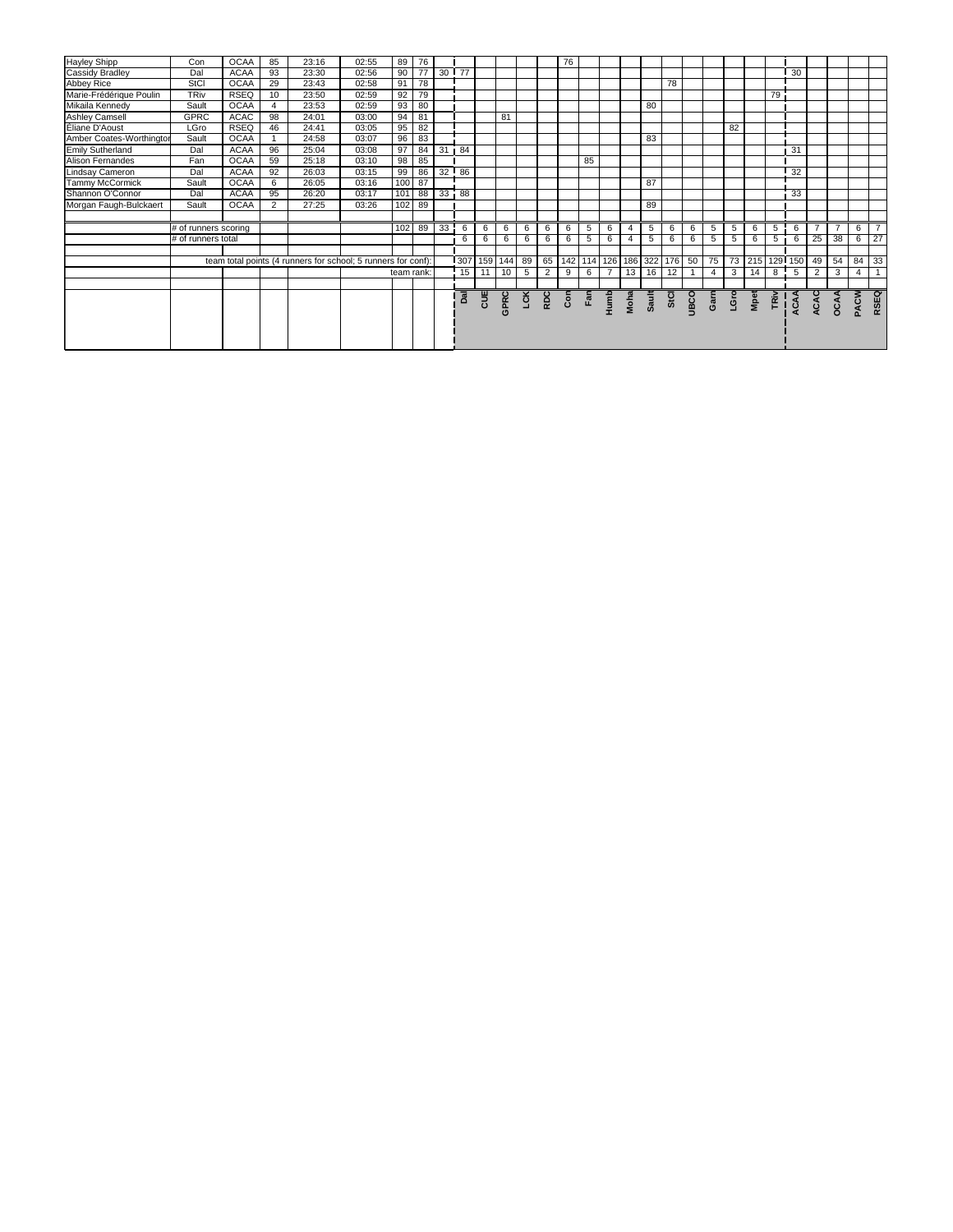| | | | | | | | | | | | | | | | | | | | | | | | | | | | | | |
|---|---|---|---|---|---|---|---|---|---|---|---|---|---|---|---|---|---|---|---|---|---|---|---|---|---|---|---|---|---|
| Hayley Shipp | Con | OCAA | 85 | 23:16 | 02:55 | 89 | 76 | | | | | | | 76 | | | | | | | | | | | | | | | |
| Cassidy Bradley | Dal | ACAA | 93 | 23:30 | 02:56 | 90 | 77 | 30 | 77 | | | | | | | | | | | | | | | | 30 | | | | |
| Abbey Rice | StCl | OCAA | 29 | 23:43 | 02:58 | 91 | 78 | | | | | | | | | | | | 78 | | | | | | | | | | |
| Marie-Frédérique Poulin | TRiv | RSEQ | 10 | 23:50 | 02:59 | 92 | 79 | | | | | | | | | | | | | | | | | 79 | | | | | |
| Mikaila Kennedy | Sault | OCAA | 4 | 23:53 | 02:59 | 93 | 80 | | | | | | | | | | | 80 | | | | | | | | | | | |
| Ashley Camsell | GPRC | ACAC | 98 | 24:01 | 03:00 | 94 | 81 | | | | 81 | | | | | | | | | | | | | | | | | | |
| Éliane D'Aoust | LGro | RSEQ | 46 | 24:41 | 03:05 | 95 | 82 | | | | | | | | | | | | | | | 82 | | | | | | | |
| Amber Coates-Worthingtor | Sault | OCAA | 1 | 24:58 | 03:07 | 96 | 83 | | | | | | | | | | | 83 | | | | | | | | | | | |
| Emily Sutherland | Dal | ACAA | 96 | 25:04 | 03:08 | 97 | 84 | 31 | 84 | | | | | | | | | | | | | | | | 31 | | | | |
| Alison Fernandes | Fan | OCAA | 59 | 25:18 | 03:10 | 98 | 85 | | | | | | | | 85 | | | | | | | | | | | | | | |
| Lindsay Cameron | Dal | ACAA | 92 | 26:03 | 03:15 | 99 | 86 | 32 | 86 | | | | | | | | | | | | | | | | 32 | | | | |
| Tammy McCormick | Sault | OCAA | 6 | 26:05 | 03:16 | 100 | 87 | | | | | | | | | | | 87 | | | | | | | | | | | |
| Shannon O'Connor | Dal | ACAA | 95 | 26:20 | 03:17 | 101 | 88 | 33 | 88 | | | | | | | | | | | | | | | | 33 | | | | |
| Morgan Faugh-Bulckaert | Sault | OCAA | 2 | 27:25 | 03:26 | 102 | 89 | | | | | | | | | | | 89 | | | | | | | | | | | |
| | # of runners scoring | | | | | 102 | 89 | 33 | 6 | 6 | 6 | 6 | 6 | 6 | 5 | 6 | 4 | 5 | 6 | 6 | 5 | 5 | 6 | 5 | 6 | 7 | 7 | 6 | 7 |
| | # of runners total | | | | | | | | 6 | 6 | 6 | 6 | 6 | 6 | 5 | 6 | 4 | 5 | 6 | 6 | 5 | 5 | 6 | 5 | 6 | 25 | 38 | 6 | 27 |
| | team total points (4 runners for school; 5 runners for conf): | | | | | | | | 307 | 159 | 144 | 89 | 65 | 142 | 114 | 126 | 186 | 322 | 176 | 50 | 75 | 73 | 215 | 129 | 150 | 49 | 54 | 84 | 33 |
| | | | | | | team rank: | | | 15 | 11 | 10 | 5 | 2 | 9 | 6 | 7 | 13 | 16 | 12 | 1 | 4 | 3 | 14 | 8 | 5 | 2 | 3 | 4 | 1 |
| | | | | | | | | | Dal | CUE | GPRC | LCK | RDC | Con | Fan | Humb | Moha | Sault | StCl | UBCO | Garn | LGro | Mpet | TRiv | ACAA | ACAC | OCAA | PACW | RSEQ |